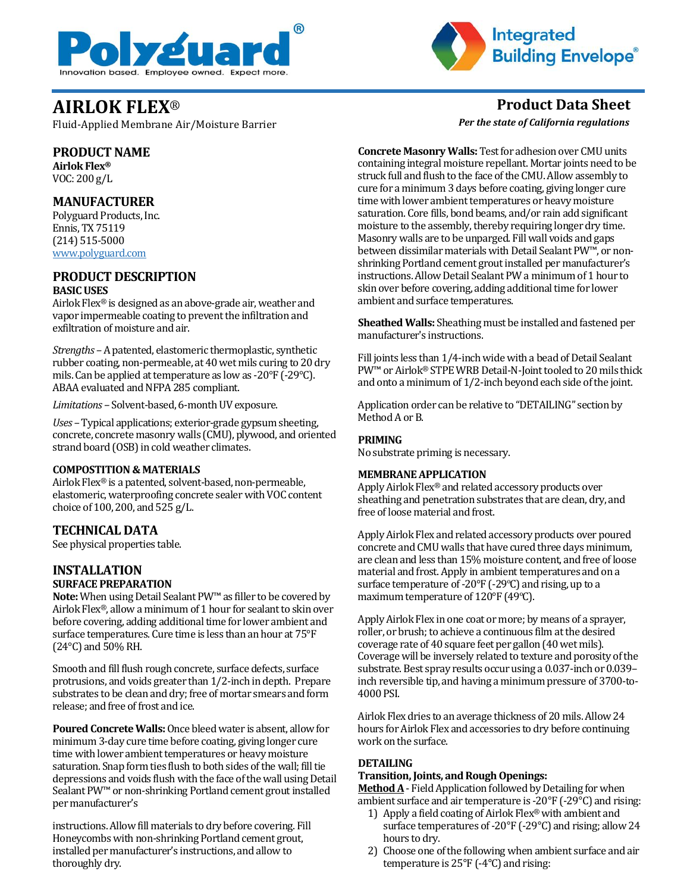Polyguard®
Innovation based. Employee owned. Expect more.

Integrated Building Envelope®

# AIRLOK FLEX®

Fluid-Applied Membrane Air/Moisture Barrier

**Product Data Sheet**

***Per the state of California regulations***

## PRODUCT NAME

**Airlok Flex®**
VOC: 200 g/L

## MANUFACTURER

Polyguard Products, Inc.
Ennis, TX 75119
(214) 515-5000
www.polyguard.com

## PRODUCT DESCRIPTION

### BASIC USES

Airlok Flex® is designed as an above-grade air, weather and vapor impermeable coating to prevent the infiltration and exfiltration of moisture and air.

*Strengths* – A patented, elastomeric thermoplastic, synthetic rubber coating, non-permeable, at 40 wet mils curing to 20 dry mils. Can be applied at temperature as low as -20°F (-29°C). ABAA evaluated and NFPA 285 compliant.

*Limitations* – Solvent-based, 6-month UV exposure.

*Uses* – Typical applications; exterior-grade gypsum sheeting, concrete, concrete masonry walls (CMU), plywood, and oriented strand board (OSB) in cold weather climates.

### COMPOSTITION & MATERIALS

Airlok Flex® is a patented, solvent-based, non-permeable, elastomeric, waterproofing concrete sealer with VOC content choice of 100, 200, and 525 g/L.

## TECHNICAL DATA

See physical properties table.

## INSTALLATION

### SURFACE PREPARATION

**Note:** When using Detail Sealant PW™ as filler to be covered by Airlok Flex®, allow a minimum of 1 hour for sealant to skin over before covering, adding additional time for lower ambient and surface temperatures. Cure time is less than an hour at 75°F (24°C) and 50% RH.

Smooth and fill flush rough concrete, surface defects, surface protrusions, and voids greater than 1/2-inch in depth. Prepare substrates to be clean and dry; free of mortar smears and form release; and free of frost and ice.

**Poured Concrete Walls:** Once bleed water is absent, allow for minimum 3-day cure time before coating, giving longer cure time with lower ambient temperatures or heavy moisture saturation. Snap form ties flush to both sides of the wall; fill tie depressions and voids flush with the face of the wall using Detail Sealant PW™ or non-shrinking Portland cement grout installed per manufacturer's instructions. Allow fill materials to dry before covering. Fill Honeycombs with non-shrinking Portland cement grout, installed per manufacturer's instructions, and allow to thoroughly dry.

**Concrete Masonry Walls:** Test for adhesion over CMU units containing integral moisture repellant. Mortar joints need to be struck full and flush to the face of the CMU. Allow assembly to cure for a minimum 3 days before coating, giving longer cure time with lower ambient temperatures or heavy moisture saturation. Core fills, bond beams, and/or rain add significant moisture to the assembly, thereby requiring longer dry time. Masonry walls are to be unparged. Fill wall voids and gaps between dissimilar materials with Detail Sealant PW™, or non-shrinking Portland cement grout installed per manufacturer's instructions. Allow Detail Sealant PW a minimum of 1 hour to skin over before covering, adding additional time for lower ambient and surface temperatures.

**Sheathed Walls:** Sheathing must be installed and fastened per manufacturer's instructions.

Fill joints less than 1/4-inch wide with a bead of Detail Sealant PW™ or Airlok® STPE WRB Detail-N-Joint tooled to 20 mils thick and onto a minimum of 1/2-inch beyond each side of the joint.

Application order can be relative to "DETAILING" section by Method A or B.

### PRIMING

No substrate priming is necessary.

### MEMBRANE APPLICATION

Apply Airlok Flex® and related accessory products over sheathing and penetration substrates that are clean, dry, and free of loose material and frost.

Apply Airlok Flex and related accessory products over poured concrete and CMU walls that have cured three days minimum, are clean and less than 15% moisture content, and free of loose material and frost. Apply in ambient temperatures and on a surface temperature of -20°F (-29°C) and rising, up to a maximum temperature of 120°F (49°C).

Apply Airlok Flex in one coat or more; by means of a sprayer, roller, or brush; to achieve a continuous film at the desired coverage rate of 40 square feet per gallon (40 wet mils). Coverage will be inversely related to texture and porosity of the substrate. Best spray results occur using a 0.037-inch or 0.039–inch reversible tip, and having a minimum pressure of 3700-to-4000 PSI.

Airlok Flex dries to an average thickness of 20 mils. Allow 24 hours for Airlok Flex and accessories to dry before continuing work on the surface.

### DETAILING

**Transition, Joints, and Rough Openings:**

**Method A** - Field Application followed by Detailing for when ambient surface and air temperature is -20°F (-29°C) and rising:

1) Apply a field coating of Airlok Flex® with ambient and surface temperatures of -20°F (-29°C) and rising; allow 24 hours to dry.
2) Choose one of the following when ambient surface and air temperature is 25°F (-4°C) and rising: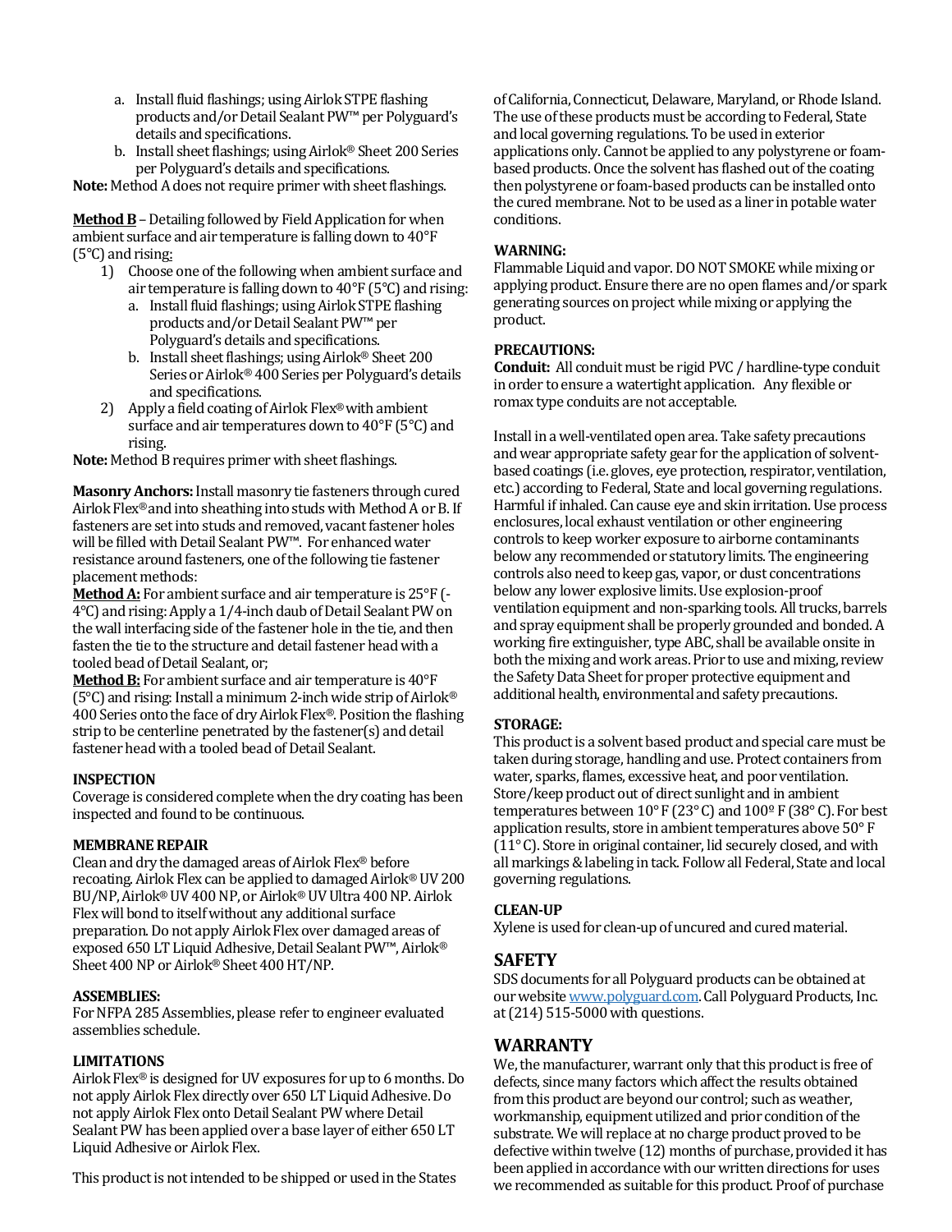a. Install fluid flashings; using Airlok STPE flashing products and/or Detail Sealant PW™ per Polyguard's details and specifications.

b. Install sheet flashings; using Airlok® Sheet 200 Series per Polyguard's details and specifications.

**Note:** Method A does not require primer with sheet flashings.

**Method B** – Detailing followed by Field Application for when ambient surface and air temperature is falling down to 40°F (5°C) and rising:

1) Choose one of the following when ambient surface and air temperature is falling down to 40°F (5°C) and rising:
   a. Install fluid flashings; using Airlok STPE flashing products and/or Detail Sealant PW™ per Polyguard's details and specifications.
   b. Install sheet flashings; using Airlok® Sheet 200 Series or Airlok® 400 Series per Polyguard's details and specifications.
2) Apply a field coating of Airlok Flex® with ambient surface and air temperatures down to 40°F (5°C) and rising.

**Note:** Method B requires primer with sheet flashings.

**Masonry Anchors:** Install masonry tie fasteners through cured Airlok Flex® and into sheathing into studs with Method A or B. If fasteners are set into studs and removed, vacant fastener holes will be filled with Detail Sealant PW™. For enhanced water resistance around fasteners, one of the following tie fastener placement methods:

**Method A:** For ambient surface and air temperature is 25°F (-4°C) and rising: Apply a 1/4-inch daub of Detail Sealant PW on the wall interfacing side of the fastener hole in the tie, and then fasten the tie to the structure and detail fastener head with a tooled bead of Detail Sealant, or;

**Method B:** For ambient surface and air temperature is 40°F (5°C) and rising: Install a minimum 2-inch wide strip of Airlok® 400 Series onto the face of dry Airlok Flex®. Position the flashing strip to be centerline penetrated by the fastener(s) and detail fastener head with a tooled bead of Detail Sealant.

**INSPECTION**

Coverage is considered complete when the dry coating has been inspected and found to be continuous.

**MEMBRANE REPAIR**

Clean and dry the damaged areas of Airlok Flex® before recoating. Airlok Flex can be applied to damaged Airlok® UV 200 BU/NP, Airlok® UV 400 NP, or Airlok® UV Ultra 400 NP. Airlok Flex will bond to itself without any additional surface preparation. Do not apply Airlok Flex over damaged areas of exposed 650 LT Liquid Adhesive, Detail Sealant PW™, Airlok® Sheet 400 NP or Airlok® Sheet 400 HT/NP.

**ASSEMBLIES:**

For NFPA 285 Assemblies, please refer to engineer evaluated assemblies schedule.

**LIMITATIONS**

Airlok Flex® is designed for UV exposures for up to 6 months. Do not apply Airlok Flex directly over 650 LT Liquid Adhesive. Do not apply Airlok Flex onto Detail Sealant PW where Detail Sealant PW has been applied over a base layer of either 650 LT Liquid Adhesive or Airlok Flex.

This product is not intended to be shipped or used in the States of California, Connecticut, Delaware, Maryland, or Rhode Island. The use of these products must be according to Federal, State and local governing regulations. To be used in exterior applications only. Cannot be applied to any polystyrene or foam-based products. Once the solvent has flashed out of the coating then polystyrene or foam-based products can be installed onto the cured membrane. Not to be used as a liner in potable water conditions.

**WARNING:**

Flammable Liquid and vapor. DO NOT SMOKE while mixing or applying product. Ensure there are no open flames and/or spark generating sources on project while mixing or applying the product.

**PRECAUTIONS:**

**Conduit:** All conduit must be rigid PVC / hardline-type conduit in order to ensure a watertight application. Any flexible or romax type conduits are not acceptable.

Install in a well-ventilated open area. Take safety precautions and wear appropriate safety gear for the application of solvent-based coatings (i.e. gloves, eye protection, respirator, ventilation, etc.) according to Federal, State and local governing regulations. Harmful if inhaled. Can cause eye and skin irritation. Use process enclosures, local exhaust ventilation or other engineering controls to keep worker exposure to airborne contaminants below any recommended or statutory limits. The engineering controls also need to keep gas, vapor, or dust concentrations below any lower explosive limits. Use explosion-proof ventilation equipment and non-sparking tools. All trucks, barrels and spray equipment shall be properly grounded and bonded. A working fire extinguisher, type ABC, shall be available onsite in both the mixing and work areas. Prior to use and mixing, review the Safety Data Sheet for proper protective equipment and additional health, environmental and safety precautions.

**STORAGE:**

This product is a solvent based product and special care must be taken during storage, handling and use. Protect containers from water, sparks, flames, excessive heat, and poor ventilation. Store/keep product out of direct sunlight and in ambient temperatures between 10° F (23° C) and 100º F (38° C). For best application results, store in ambient temperatures above 50° F (11° C). Store in original container, lid securely closed, and with all markings & labeling in tack. Follow all Federal, State and local governing regulations.

**CLEAN-UP**

Xylene is used for clean-up of uncured and cured material.

## SAFETY

SDS documents for all Polyguard products can be obtained at our website www.polyguard.com. Call Polyguard Products, Inc. at (214) 515-5000 with questions.

## WARRANTY

We, the manufacturer, warrant only that this product is free of defects, since many factors which affect the results obtained from this product are beyond our control; such as weather, workmanship, equipment utilized and prior condition of the substrate. We will replace at no charge product proved to be defective within twelve (12) months of purchase, provided it has been applied in accordance with our written directions for uses we recommended as suitable for this product. Proof of purchase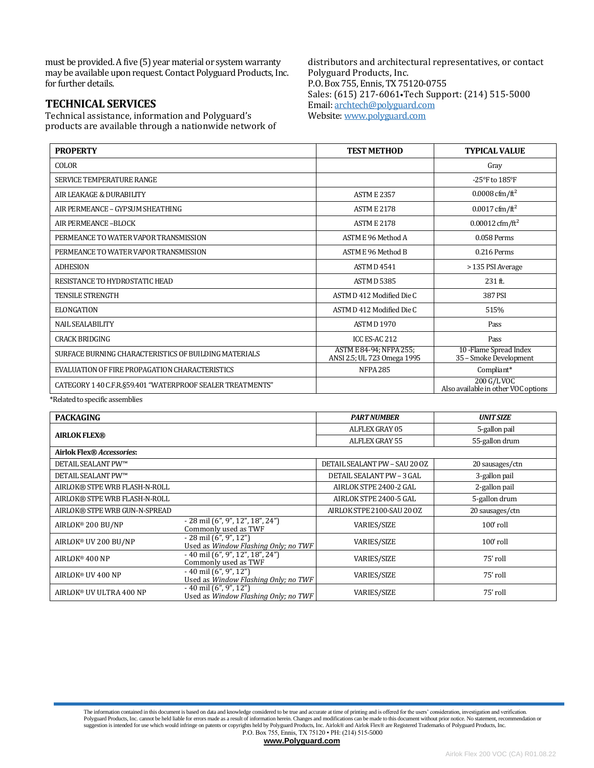must be provided. A five (5) year material or system warranty may be available upon request. Contact Polyguard Products, Inc. for further details.

## TECHNICAL SERVICES

Technical assistance, information and Polyguard's products are available through a nationwide network of distributors and architectural representatives, or contact
Polyguard Products, Inc.
P.O. Box 755, Ennis, TX 75120-0755
Sales: (615) 217-6061•Tech Support: (214) 515-5000
Email: archtech@polyguard.com
Website: www.polyguard.com

| PROPERTY | TEST METHOD | TYPICAL VALUE |
|---|---|---|
| COLOR | | Gray |
| SERVICE TEMPERATURE RANGE | | -25°F to 185°F |
| AIR LEAKAGE & DURABILITY | ASTM E 2357 | 0.0008 cfm/ft$^2$ |
| AIR PERMEANCE – GYPSUM SHEATHING | ASTM E 2178 | 0.0017 cfm/ft$^2$ |
| AIR PERMEANCE –BLOCK | ASTM E 2178 | 0.00012 cfm/ft$^2$ |
| PERMEANCE TO WATER VAPOR TRANSMISSION | ASTM E 96 Method A | 0.058 Perms |
| PERMEANCE TO WATER VAPOR TRANSMISSION | ASTM E 96 Method B | 0.216 Perms |
| ADHESION | ASTM D 4541 | > 135 PSI Average |
| RESISTANCE TO HYDROSTATIC HEAD | ASTM D 5385 | 231 ft. |
| TENSILE STRENGTH | ASTM D 412 Modified Die C | 387 PSI |
| ELONGATION | ASTM D 412 Modified Die C | 515% |
| NAIL SEALABILITY | ASTM D 1970 | Pass |
| CRACK BRIDGING | ICC ES-AC 212 | Pass |
| SURFACE BURNING CHARACTERISTICS OF BUILDING MATERIALS | ASTM E 84-94; NFPA 255; ANSI 2.5; UL 723 Omega 1995 | 10 -Flame Spread Index 35 – Smoke Development |
| EVALUATION OF FIRE PROPAGATION CHARACTERISTICS | NFPA 285 | Compliant* |
| CATEGORY 1 40 C.F.R.§59.401 "WATERPROOF SEALER TREATMENTS" | | 200 G/L VOC Also available in other VOC options |

*Related to specific assemblies

| PACKAGING | | PART NUMBER | UNIT SIZE |
|---|---|---|---|
| **AIRLOK FLEX®** | | ALFLEX GRAY 05 | 5-gallon pail |
| | | ALFLEX GRAY 55 | 55-gallon drum |
| **Airlok Flex® *Accessories*:** | | | |
| DETAIL SEALANT PW™ | | DETAIL SEALANT PW – SAU 20 OZ | 20 sausages/ctn |
| DETAIL SEALANT PW™ | | DETAIL SEALANT PW – 3 GAL | 3-gallon pail |
| AIRLOK® STPE WRB FLASH-N-ROLL | | AIRLOK STPE 2400-2 GAL | 2-gallon pail |
| AIRLOK® STPE WRB FLASH-N-ROLL | | AIRLOK STPE 2400-5 GAL | 5-gallon drum |
| AIRLOK® STPE WRB GUN-N-SPREAD | | AIRLOK STPE 2100-SAU 20 OZ | 20 sausages/ctn |
| AIRLOK® 200 BU/NP | - 28 mil (6", 9", 12", 18", 24") Commonly used as TWF | VARIES/SIZE | 100' roll |
| AIRLOK® UV 200 BU/NP | - 28 mil (6", 9", 12") Used as *Window Flashing Only; no TWF* | VARIES/SIZE | 100' roll |
| AIRLOK® 400 NP | - 40 mil (6", 9", 12", 18", 24") Commonly used as TWF | VARIES/SIZE | 75' roll |
| AIRLOK® UV 400 NP | - 40 mil (6", 9", 12") Used as *Window Flashing Only; no TWF* | VARIES/SIZE | 75' roll |
| AIRLOK® UV ULTRA 400 NP | - 40 mil (6", 9", 12") Used as *Window Flashing Only; no TWF* | VARIES/SIZE | 75' roll |

The information contained in this document is based on data and knowledge considered to be true and accurate at time of printing and is offered for the users' consideration, investigation and verification. Polyguard Products, Inc. cannot be held liable for errors made as a result of information herein. Changes and modifications can be made to this document without prior notice. No statement, recommendation or suggestion is intended for use which would infringe on patents or copyrights held by Polyguard Products, Inc. Airlok® and Airlok Flex® are Registered Trademarks of Polyguard Products, Inc.
P.O. Box 755, Ennis, TX 75120 • PH: (214) 515-5000
**www.Polyguard.com**

Airlok Flex 200 VOC (CA) R01.08.22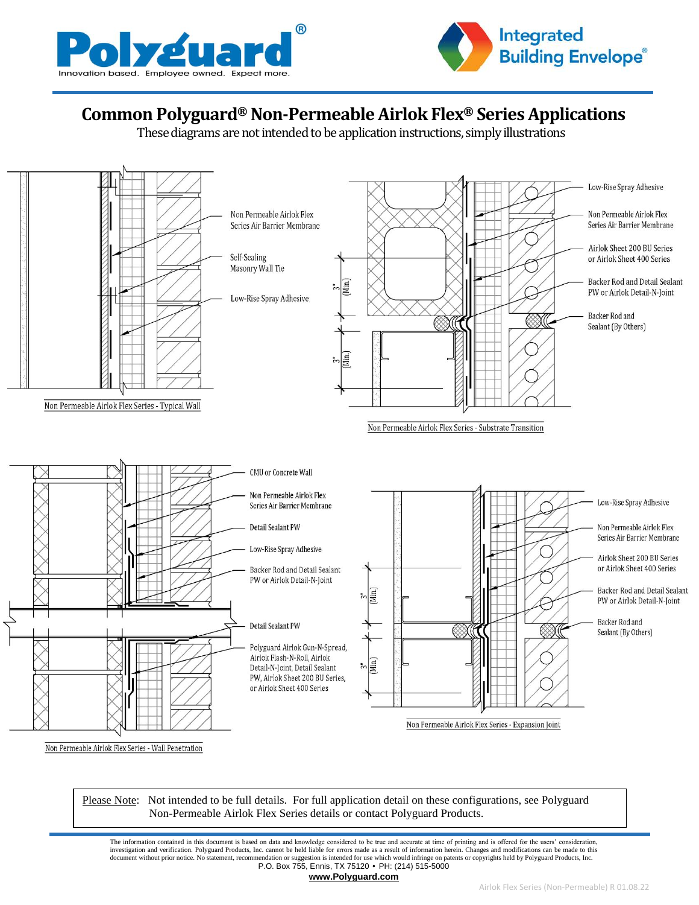# Common Polyguard® Non-Permeable Airlok Flex® Series Applications

These diagrams are not intended to be application instructions, simply illustrations

Non Permeable Airlok Flex Series Air Barrier Membrane

Self-Sealing Masonry Wall Tie

Low-Rise Spray Adhesive

Non Permeable Airlok Flex Series - Typical Wall

Low-Rise Spray Adhesive

Non Permeable Airlok Flex Series Air Barrier Membrane

Airlok Sheet 200 BU Series or Airlok Sheet 400 Series

Backer Rod and Detail Sealant PW or Airlok Detail-N-Joint

Backer Rod and Sealant (By Others)

3" (Min.)

3" (Min.)

Non Permeable Airlok Flex Series - Substrate Transition

CMU or Concrete Wall

Non Permeable Airlok Flex Series Air Barrier Membrane

Detail Sealant PW

Low-Rise Spray Adhesive

Backer Rod and Detail Sealant PW or Airlok Detail-N-Joint

Detail Sealant PW

Polyguard Airlok Gun-N-Spread, Airlok Flash-N-Roll, Airlok Detail-N-Joint, Detail Sealant PW, Airlok Sheet 200 BU Series, or Airlok Sheet 400 Series

Non Permeable Airlok Flex Series - Wall Penetration

Low-Rise Spray Adhesive

Non Permeable Airlok Flex Series Air Barrier Membrane

Airlok Sheet 200 BU Series or Airlok Sheet 400 Series

Backer Rod and Detail Sealant PW or Airlok Detail-N-Joint

Backer Rod and Sealant (By Others)

3" (Min.)

3" (Min.)

Non Permeable Airlok Flex Series - Expansion Joint

Please Note: Not intended to be full details. For full application detail on these configurations, see Polyguard Non-Permeable Airlok Flex Series details or contact Polyguard Products.

The information contained in this document is based on data and knowledge considered to be true and accurate at time of printing and is offered for the users' consideration, investigation and verification. Polyguard Products, Inc. cannot be held liable for errors made as a result of information herein. Changes and modifications can be made to this document without prior notice. No statement, recommendation or suggestion is intended for use which would infringe on patents or copyrights held by Polyguard Products, Inc.

P.O. Box 755, Ennis, TX 75120 • PH: (214) 515-5000

**www.Polyguard.com**

Airlok Flex Series (Non-Permeable) R 01.08.22